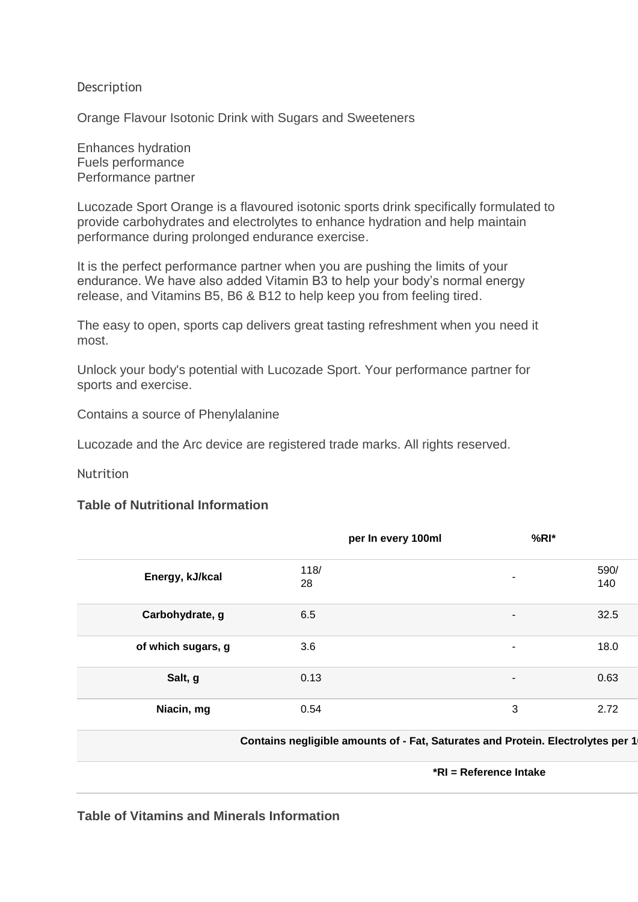Description

Orange Flavour Isotonic Drink with Sugars and Sweeteners

Enhances hydration
Fuels performance
Performance partner

Lucozade Sport Orange is a flavoured isotonic sports drink specifically formulated to provide carbohydrates and electrolytes to enhance hydration and help maintain performance during prolonged endurance exercise.

It is the perfect performance partner when you are pushing the limits of your endurance. We have also added Vitamin B3 to help your body's normal energy release, and Vitamins B5, B6 & B12 to help keep you from feeling tired.

The easy to open, sports cap delivers great tasting refreshment when you need it most.

Unlock your body's potential with Lucozade Sport. Your performance partner for sports and exercise.

Contains a source of Phenylalanine

Lucozade and the Arc device are registered trade marks. All rights reserved.

Nutrition

### Table of Nutritional Information

| | per In every 100ml | %RI* | |
|---|---|---|---|
| **Energy, kJ/kcal** | 118/ 28 | - | 590/ 140 |
| **Carbohydrate, g** | 6.5 | - | 32.5 |
| **of which sugars, g** | 3.6 | - | 18.0 |
| **Salt, g** | 0.13 | - | 0.63 |
| **Niacin, mg** | 0.54 | 3 | 2.72 |
| **Contains negligible amounts of - Fat, Saturates and Protein. Electrolytes per 1** | | | |
| **\*RI = Reference Intake** | | | |

### Table of Vitamins and Minerals Information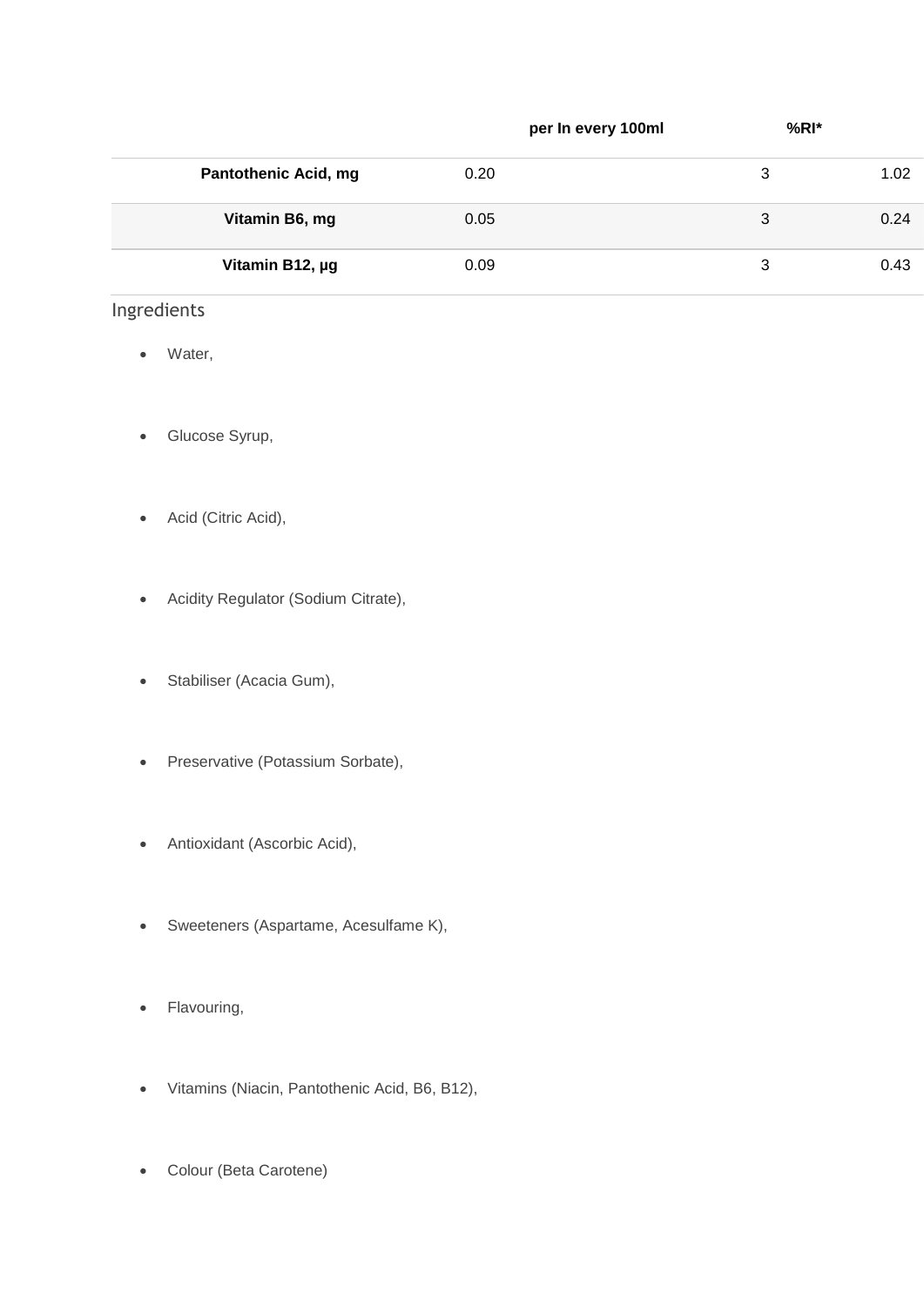| | per In every 100ml | | %RI* | |
|---|---|---|---|---|
| **Pantothenic Acid, mg** | 0.20 | | 3 | 1.02 |
| **Vitamin B6, mg** | 0.05 | | 3 | 0.24 |
| **Vitamin B12, μg** | 0.09 | | 3 | 0.43 |

Ingredients

- Water,
- Glucose Syrup,
- Acid (Citric Acid),
- Acidity Regulator (Sodium Citrate),
- Stabiliser (Acacia Gum),
- Preservative (Potassium Sorbate),
- Antioxidant (Ascorbic Acid),
- Sweeteners (Aspartame, Acesulfame K),
- Flavouring,
- Vitamins (Niacin, Pantothenic Acid, B6, B12),
- Colour (Beta Carotene)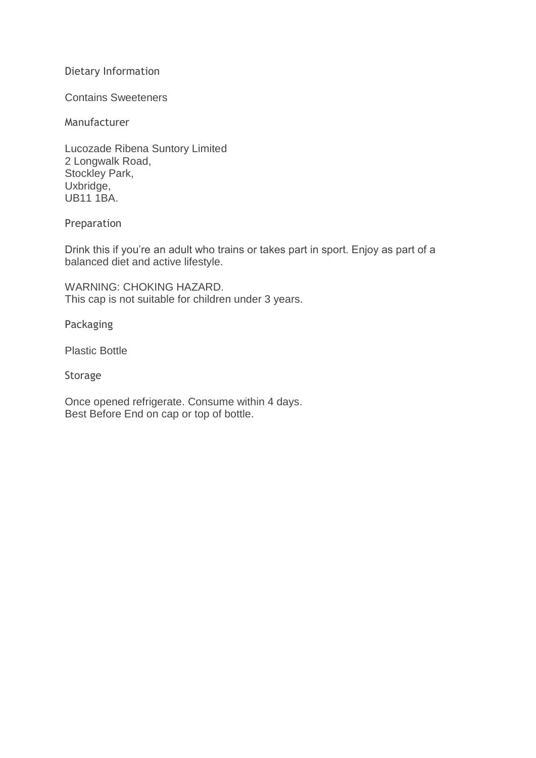## Dietary Information

Contains Sweeteners

## Manufacturer

Lucozade Ribena Suntory Limited
2 Longwalk Road,
Stockley Park,
Uxbridge,
UB11 1BA.

## Preparation

Drink this if you're an adult who trains or takes part in sport. Enjoy as part of a balanced diet and active lifestyle.

WARNING: CHOKING HAZARD.
This cap is not suitable for children under 3 years.

## Packaging

Plastic Bottle

## Storage

Once opened refrigerate. Consume within 4 days.
Best Before End on cap or top of bottle.